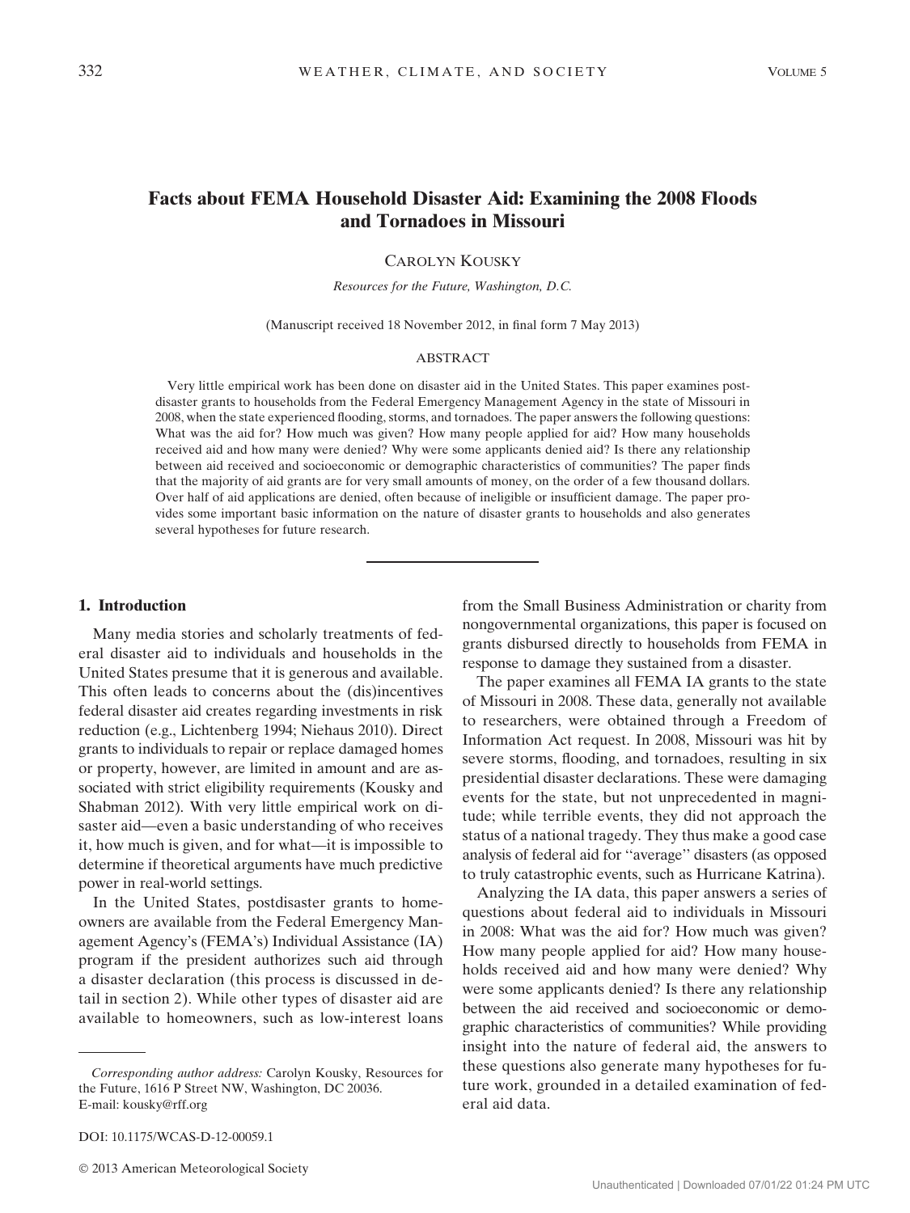# Facts about FEMA Household Disaster Aid: Examining the 2008 Floods and Tornadoes in Missouri

CAROLYN KOUSKY

*Resources for the Future, Washington, D.C.*

(Manuscript received 18 November 2012, in final form 7 May 2013)

## ABSTRACT

Very little empirical work has been done on disaster aid in the United States. This paper examines post-disaster grants to households from the Federal Emergency Management Agency in the state of Missouri in 2008, when the state experienced flooding, storms, and tornadoes. The paper answers the following questions: What was the aid for? How much was given? How many people applied for aid? How many households received aid and how many were denied? Why were some applicants denied aid? Is there any relationship between aid received and socioeconomic or demographic characteristics of communities? The paper finds that the majority of aid grants are for very small amounts of money, on the order of a few thousand dollars. Over half of aid applications are denied, often because of ineligible or insufficient damage. The paper provides some important basic information on the nature of disaster grants to households and also generates several hypotheses for future research.

## 1. Introduction

Many media stories and scholarly treatments of federal disaster aid to individuals and households in the United States presume that it is generous and available. This often leads to concerns about the (dis)incentives federal disaster aid creates regarding investments in risk reduction (e.g., Lichtenberg 1994; Niehaus 2010). Direct grants to individuals to repair or replace damaged homes or property, however, are limited in amount and are associated with strict eligibility requirements (Kousky and Shabman 2012). With very little empirical work on disaster aid—even a basic understanding of who receives it, how much is given, and for what—it is impossible to determine if theoretical arguments have much predictive power in real-world settings.

In the United States, postdisaster grants to homeowners are available from the Federal Emergency Management Agency's (FEMA's) Individual Assistance (IA) program if the president authorizes such aid through a disaster declaration (this process is discussed in detail in section 2). While other types of disaster aid are available to homeowners, such as low-interest loans from the Small Business Administration or charity from nongovernmental organizations, this paper is focused on grants disbursed directly to households from FEMA in response to damage they sustained from a disaster.

The paper examines all FEMA IA grants to the state of Missouri in 2008. These data, generally not available to researchers, were obtained through a Freedom of Information Act request. In 2008, Missouri was hit by severe storms, flooding, and tornadoes, resulting in six presidential disaster declarations. These were damaging events for the state, but not unprecedented in magnitude; while terrible events, they did not approach the status of a national tragedy. They thus make a good case analysis of federal aid for ''average'' disasters (as opposed to truly catastrophic events, such as Hurricane Katrina).

Analyzing the IA data, this paper answers a series of questions about federal aid to individuals in Missouri in 2008: What was the aid for? How much was given? How many people applied for aid? How many households received aid and how many were denied? Why were some applicants denied? Is there any relationship between the aid received and socioeconomic or demographic characteristics of communities? While providing insight into the nature of federal aid, the answers to these questions also generate many hypotheses for future work, grounded in a detailed examination of federal aid data.

---

*Corresponding author address:* Carolyn Kousky, Resources for the Future, 1616 P Street NW, Washington, DC 20036.
E-mail: kousky@rff.org

DOI: 10.1175/WCAS-D-12-00059.1

© 2013 American Meteorological Society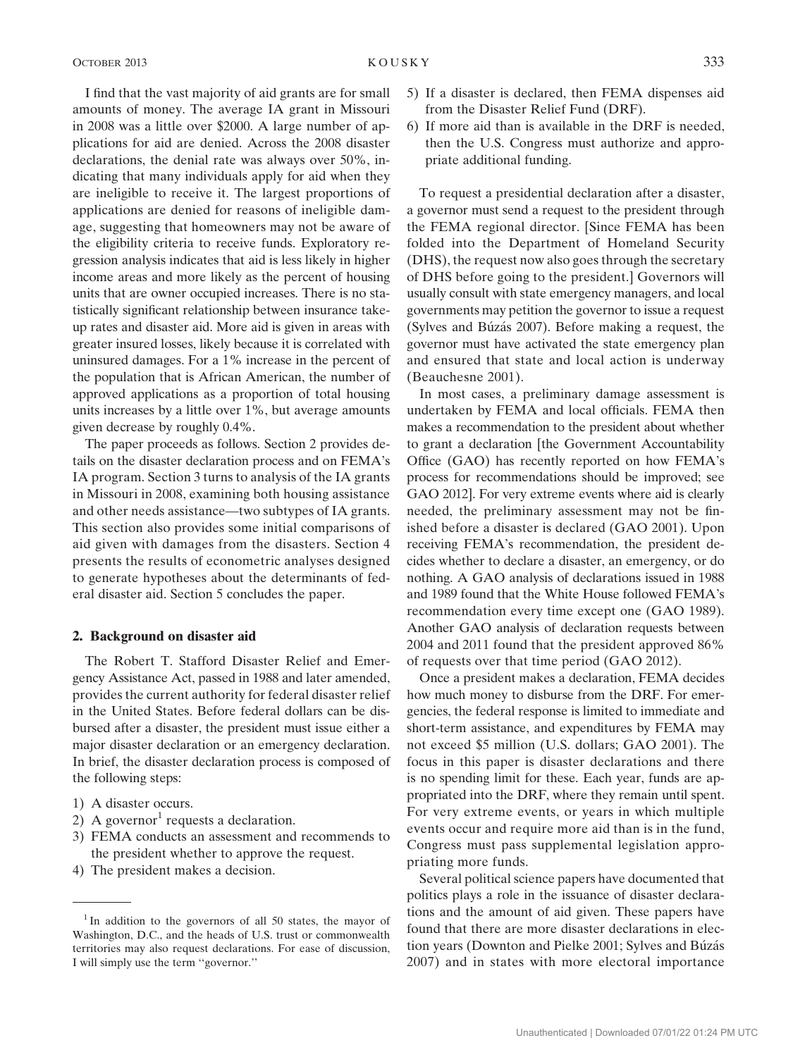I find that the vast majority of aid grants are for small amounts of money. The average IA grant in Missouri in 2008 was a little over $2000. A large number of applications for aid are denied. Across the 2008 disaster declarations, the denial rate was always over 50%, indicating that many individuals apply for aid when they are ineligible to receive it. The largest proportions of applications are denied for reasons of ineligible damage, suggesting that homeowners may not be aware of the eligibility criteria to receive funds. Exploratory regression analysis indicates that aid is less likely in higher income areas and more likely as the percent of housing units that are owner occupied increases. There is no statistically significant relationship between insurance take-up rates and disaster aid. More aid is given in areas with greater insured losses, likely because it is correlated with uninsured damages. For a 1% increase in the percent of the population that is African American, the number of approved applications as a proportion of total housing units increases by a little over 1%, but average amounts given decrease by roughly 0.4%.

The paper proceeds as follows. Section 2 provides details on the disaster declaration process and on FEMA's IA program. Section 3 turns to analysis of the IA grants in Missouri in 2008, examining both housing assistance and other needs assistance—two subtypes of IA grants. This section also provides some initial comparisons of aid given with damages from the disasters. Section 4 presents the results of econometric analyses designed to generate hypotheses about the determinants of federal disaster aid. Section 5 concludes the paper.

## 2. Background on disaster aid

The Robert T. Stafford Disaster Relief and Emergency Assistance Act, passed in 1988 and later amended, provides the current authority for federal disaster relief in the United States. Before federal dollars can be disbursed after a disaster, the president must issue either a major disaster declaration or an emergency declaration. In brief, the disaster declaration process is composed of the following steps:

1) A disaster occurs.
2) A governor[1] requests a declaration.
3) FEMA conducts an assessment and recommends to the president whether to approve the request.
4) The president makes a decision.
5) If a disaster is declared, then FEMA dispenses aid from the Disaster Relief Fund (DRF).
6) If more aid than is available in the DRF is needed, then the U.S. Congress must authorize and appropriate additional funding.

To request a presidential declaration after a disaster, a governor must send a request to the president through the FEMA regional director. [Since FEMA has been folded into the Department of Homeland Security (DHS), the request now also goes through the secretary of DHS before going to the president.] Governors will usually consult with state emergency managers, and local governments may petition the governor to issue a request (Sylves and Búzás 2007). Before making a request, the governor must have activated the state emergency plan and ensured that state and local action is underway (Beauchesne 2001).

In most cases, a preliminary damage assessment is undertaken by FEMA and local officials. FEMA then makes a recommendation to the president about whether to grant a declaration [the Government Accountability Office (GAO) has recently reported on how FEMA's process for recommendations should be improved; see GAO 2012]. For very extreme events where aid is clearly needed, the preliminary assessment may not be finished before a disaster is declared (GAO 2001). Upon receiving FEMA's recommendation, the president decides whether to declare a disaster, an emergency, or do nothing. A GAO analysis of declarations issued in 1988 and 1989 found that the White House followed FEMA's recommendation every time except one (GAO 1989). Another GAO analysis of declaration requests between 2004 and 2011 found that the president approved 86% of requests over that time period (GAO 2012).

Once a president makes a declaration, FEMA decides how much money to disburse from the DRF. For emergencies, the federal response is limited to immediate and short-term assistance, and expenditures by FEMA may not exceed $5 million (U.S. dollars; GAO 2001). The focus in this paper is disaster declarations and there is no spending limit for these. Each year, funds are appropriated into the DRF, where they remain until spent. For very extreme events, or years in which multiple events occur and require more aid than is in the fund, Congress must pass supplemental legislation appropriating more funds.

Several political science papers have documented that politics plays a role in the issuance of disaster declarations and the amount of aid given. These papers have found that there are more disaster declarations in election years (Downton and Pielke 2001; Sylves and Búzás 2007) and in states with more electoral importance

[1] In addition to the governors of all 50 states, the mayor of Washington, D.C., and the heads of U.S. trust or commonwealth territories may also request declarations. For ease of discussion, I will simply use the term ''governor.''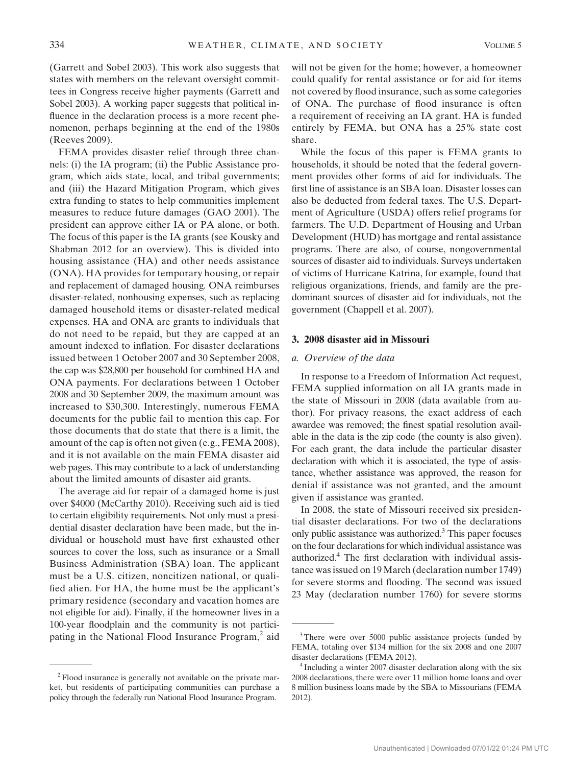(Garrett and Sobel 2003). This work also suggests that states with members on the relevant oversight committees in Congress receive higher payments (Garrett and Sobel 2003). A working paper suggests that political influence in the declaration process is a more recent phenomenon, perhaps beginning at the end of the 1980s (Reeves 2009).

FEMA provides disaster relief through three channels: (i) the IA program; (ii) the Public Assistance program, which aids state, local, and tribal governments; and (iii) the Hazard Mitigation Program, which gives extra funding to states to help communities implement measures to reduce future damages (GAO 2001). The president can approve either IA or PA alone, or both. The focus of this paper is the IA grants (see Kousky and Shabman 2012 for an overview). This is divided into housing assistance (HA) and other needs assistance (ONA). HA provides for temporary housing, or repair and replacement of damaged housing. ONA reimburses disaster-related, nonhousing expenses, such as replacing damaged household items or disaster-related medical expenses. HA and ONA are grants to individuals that do not need to be repaid, but they are capped at an amount indexed to inflation. For disaster declarations issued between 1 October 2007 and 30 September 2008, the cap was $28,800 per household for combined HA and ONA payments. For declarations between 1 October 2008 and 30 September 2009, the maximum amount was increased to $30,300. Interestingly, numerous FEMA documents for the public fail to mention this cap. For those documents that do state that there is a limit, the amount of the cap is often not given (e.g., FEMA 2008), and it is not available on the main FEMA disaster aid web pages. This may contribute to a lack of understanding about the limited amounts of disaster aid grants.

The average aid for repair of a damaged home is just over $4000 (McCarthy 2010). Receiving such aid is tied to certain eligibility requirements. Not only must a presidential disaster declaration have been made, but the individual or household must have first exhausted other sources to cover the loss, such as insurance or a Small Business Administration (SBA) loan. The applicant must be a U.S. citizen, noncitizen national, or qualified alien. For HA, the home must be the applicant's primary residence (secondary and vacation homes are not eligible for aid). Finally, if the homeowner lives in a 100-year floodplain and the community is not participating in the National Flood Insurance Program,[2] aid will not be given for the home; however, a homeowner could qualify for rental assistance or for aid for items not covered by flood insurance, such as some categories of ONA. The purchase of flood insurance is often a requirement of receiving an IA grant. HA is funded entirely by FEMA, but ONA has a 25% state cost share.

While the focus of this paper is FEMA grants to households, it should be noted that the federal government provides other forms of aid for individuals. The first line of assistance is an SBA loan. Disaster losses can also be deducted from federal taxes. The U.S. Department of Agriculture (USDA) offers relief programs for farmers. The U.D. Department of Housing and Urban Development (HUD) has mortgage and rental assistance programs. There are also, of course, nongovernmental sources of disaster aid to individuals. Surveys undertaken of victims of Hurricane Katrina, for example, found that religious organizations, friends, and family are the predominant sources of disaster aid for individuals, not the government (Chappell et al. 2007).

## 3. 2008 disaster aid in Missouri

### *a. Overview of the data*

In response to a Freedom of Information Act request, FEMA supplied information on all IA grants made in the state of Missouri in 2008 (data available from author). For privacy reasons, the exact address of each awardee was removed; the finest spatial resolution available in the data is the zip code (the county is also given). For each grant, the data include the particular disaster declaration with which it is associated, the type of assistance, whether assistance was approved, the reason for denial if assistance was not granted, and the amount given if assistance was granted.

In 2008, the state of Missouri received six presidential disaster declarations. For two of the declarations only public assistance was authorized.[3] This paper focuses on the four declarations for which individual assistance was authorized.[4] The first declaration with individual assistance was issued on 19 March (declaration number 1749) for severe storms and flooding. The second was issued 23 May (declaration number 1760) for severe storms

---

[2] Flood insurance is generally not available on the private market, but residents of participating communities can purchase a policy through the federally run National Flood Insurance Program.

[3] There were over 5000 public assistance projects funded by FEMA, totaling over $134 million for the six 2008 and one 2007 disaster declarations (FEMA 2012).

[4] Including a winter 2007 disaster declaration along with the six 2008 declarations, there were over 11 million home loans and over 8 million business loans made by the SBA to Missourians (FEMA 2012).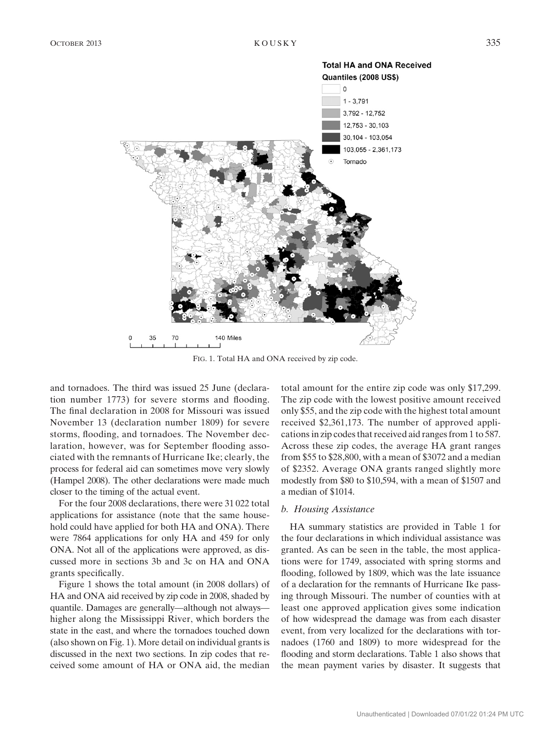FIG. 1. Total HA and ONA received by zip code.

and tornadoes. The third was issued 25 June (declaration number 1773) for severe storms and flooding. The final declaration in 2008 for Missouri was issued November 13 (declaration number 1809) for severe storms, flooding, and tornadoes. The November declaration, however, was for September flooding associated with the remnants of Hurricane Ike; clearly, the process for federal aid can sometimes move very slowly (Hampel 2008). The other declarations were made much closer to the timing of the actual event.

For the four 2008 declarations, there were 31 022 total applications for assistance (note that the same household could have applied for both HA and ONA). There were 7864 applications for only HA and 459 for only ONA. Not all of the applications were approved, as discussed more in sections 3b and 3c on HA and ONA grants specifically.

Figure 1 shows the total amount (in 2008 dollars) of HA and ONA aid received by zip code in 2008, shaded by quantile. Damages are generally—although not always—higher along the Mississippi River, which borders the state in the east, and where the tornadoes touched down (also shown on Fig. 1). More detail on individual grants is discussed in the next two sections. In zip codes that received some amount of HA or ONA aid, the median total amount for the entire zip code was only $17,299. The zip code with the lowest positive amount received only $55, and the zip code with the highest total amount received $2,361,173. The number of approved applications in zip codes that received aid ranges from 1 to 587. Across these zip codes, the average HA grant ranges from $55 to $28,800, with a mean of $3072 and a median of $2352. Average ONA grants ranged slightly more modestly from $80 to $10,594, with a mean of $1507 and a median of $1014.

### b. Housing Assistance

HA summary statistics are provided in Table 1 for the four declarations in which individual assistance was granted. As can be seen in the table, the most applications were for 1749, associated with spring storms and flooding, followed by 1809, which was the late issuance of a declaration for the remnants of Hurricane Ike passing through Missouri. The number of counties with at least one approved application gives some indication of how widespread the damage was from each disaster event, from very localized for the declarations with tornadoes (1760 and 1809) to more widespread for the flooding and storm declarations. Table 1 also shows that the mean payment varies by disaster. It suggests that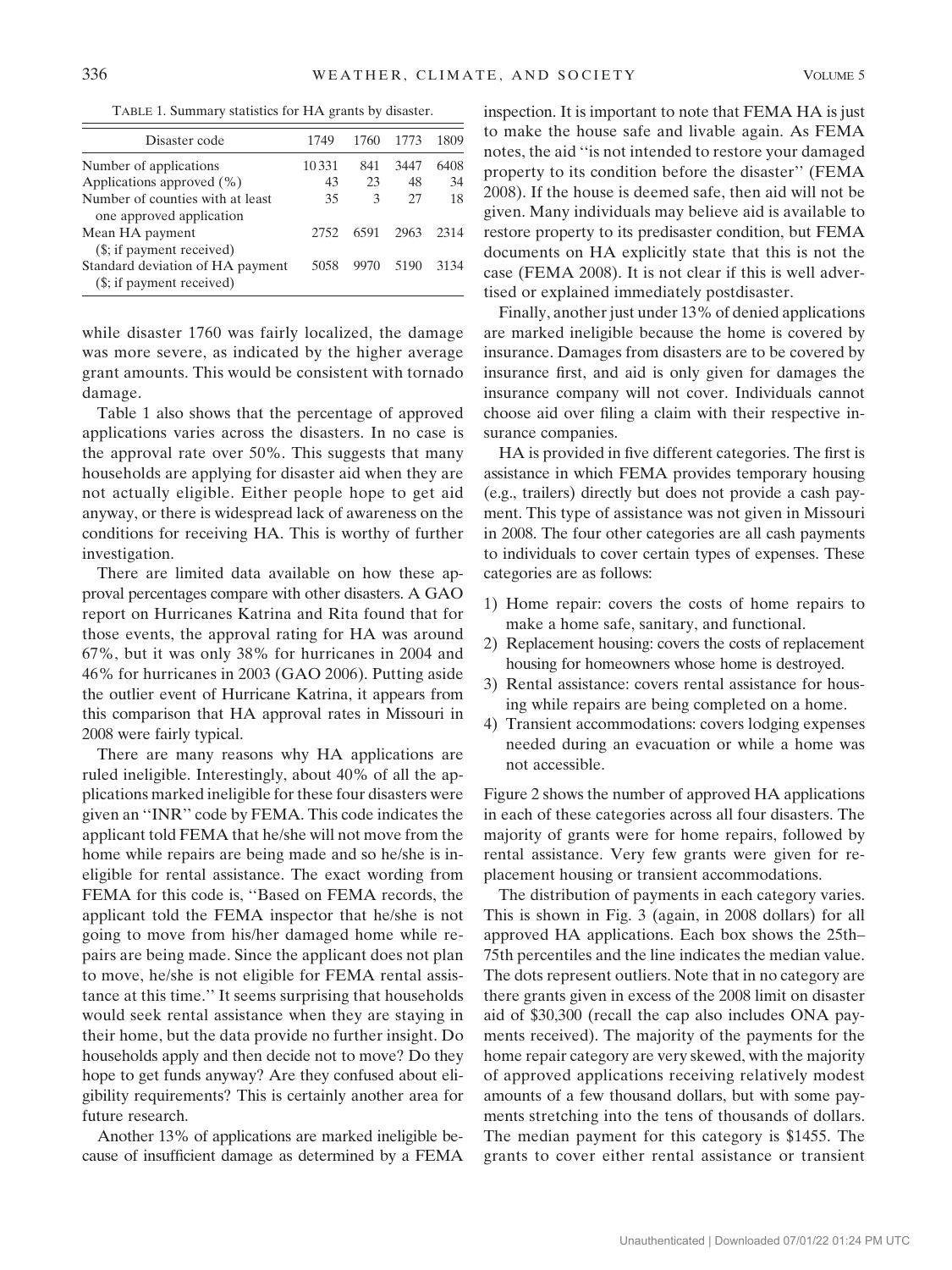TABLE 1. Summary statistics for HA grants by disaster.

| Disaster code | 1749 | 1760 | 1773 | 1809 |
|---|---|---|---|---|
| Number of applications | 10 331 | 841 | 3447 | 6408 |
| Applications approved (%) | 43 | 23 | 48 | 34 |
| Number of counties with at least one approved application | 35 | 3 | 27 | 18 |
| Mean HA payment ($; if payment received) | 2752 | 6591 | 2963 | 2314 |
| Standard deviation of HA payment ($; if payment received) | 5058 | 9970 | 5190 | 3134 |

while disaster 1760 was fairly localized, the damage was more severe, as indicated by the higher average grant amounts. This would be consistent with tornado damage.

Table 1 also shows that the percentage of approved applications varies across the disasters. In no case is the approval rate over 50%. This suggests that many households are applying for disaster aid when they are not actually eligible. Either people hope to get aid anyway, or there is widespread lack of awareness on the conditions for receiving HA. This is worthy of further investigation.

There are limited data available on how these approval percentages compare with other disasters. A GAO report on Hurricanes Katrina and Rita found that for those events, the approval rating for HA was around 67%, but it was only 38% for hurricanes in 2004 and 46% for hurricanes in 2003 (GAO 2006). Putting aside the outlier event of Hurricane Katrina, it appears from this comparison that HA approval rates in Missouri in 2008 were fairly typical.

There are many reasons why HA applications are ruled ineligible. Interestingly, about 40% of all the applications marked ineligible for these four disasters were given an ''INR'' code by FEMA. This code indicates the applicant told FEMA that he/she will not move from the home while repairs are being made and so he/she is ineligible for rental assistance. The exact wording from FEMA for this code is, ''Based on FEMA records, the applicant told the FEMA inspector that he/she is not going to move from his/her damaged home while repairs are being made. Since the applicant does not plan to move, he/she is not eligible for FEMA rental assistance at this time.'' It seems surprising that households would seek rental assistance when they are staying in their home, but the data provide no further insight. Do households apply and then decide not to move? Do they hope to get funds anyway? Are they confused about eligibility requirements? This is certainly another area for future research.

Another 13% of applications are marked ineligible because of insufficient damage as determined by a FEMA inspection. It is important to note that FEMA HA is just to make the house safe and livable again. As FEMA notes, the aid ''is not intended to restore your damaged property to its condition before the disaster'' (FEMA 2008). If the house is deemed safe, then aid will not be given. Many individuals may believe aid is available to restore property to its predisaster condition, but FEMA documents on HA explicitly state that this is not the case (FEMA 2008). It is not clear if this is well advertised or explained immediately postdisaster.

Finally, another just under 13% of denied applications are marked ineligible because the home is covered by insurance. Damages from disasters are to be covered by insurance first, and aid is only given for damages the insurance company will not cover. Individuals cannot choose aid over filing a claim with their respective insurance companies.

HA is provided in five different categories. The first is assistance in which FEMA provides temporary housing (e.g., trailers) directly but does not provide a cash payment. This type of assistance was not given in Missouri in 2008. The four other categories are all cash payments to individuals to cover certain types of expenses. These categories are as follows:

1) Home repair: covers the costs of home repairs to make a home safe, sanitary, and functional.
2) Replacement housing: covers the costs of replacement housing for homeowners whose home is destroyed.
3) Rental assistance: covers rental assistance for housing while repairs are being completed on a home.
4) Transient accommodations: covers lodging expenses needed during an evacuation or while a home was not accessible.

Figure 2 shows the number of approved HA applications in each of these categories across all four disasters. The majority of grants were for home repairs, followed by rental assistance. Very few grants were given for replacement housing or transient accommodations.

The distribution of payments in each category varies. This is shown in Fig. 3 (again, in 2008 dollars) for all approved HA applications. Each box shows the 25th–75th percentiles and the line indicates the median value. The dots represent outliers. Note that in no category are there grants given in excess of the 2008 limit on disaster aid of $30,300 (recall the cap also includes ONA payments received). The majority of the payments for the home repair category are very skewed, with the majority of approved applications receiving relatively modest amounts of a few thousand dollars, but with some payments stretching into the tens of thousands of dollars. The median payment for this category is $1455. The grants to cover either rental assistance or transient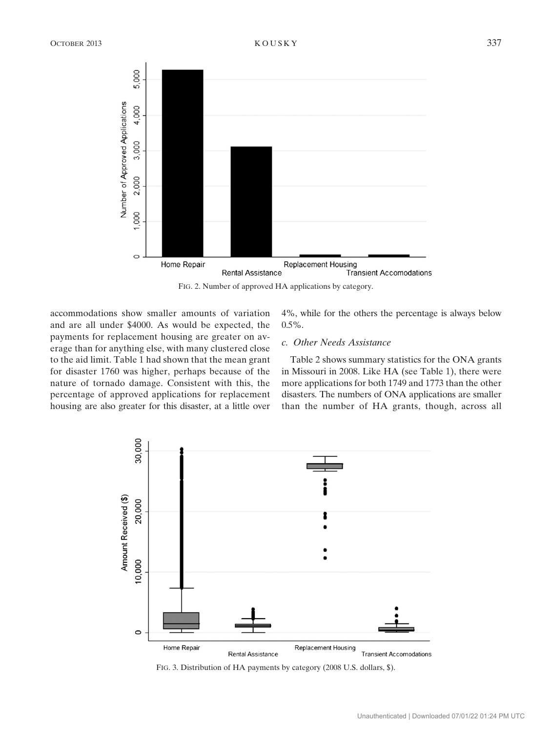FIG. 2. Number of approved HA applications by category.

accommodations show smaller amounts of variation and are all under \$4000. As would be expected, the payments for replacement housing are greater on average than for anything else, with many clustered close to the aid limit. Table 1 had shown that the mean grant for disaster 1760 was higher, perhaps because of the nature of tornado damage. Consistent with this, the percentage of approved applications for replacement housing are also greater for this disaster, at a little over 4%, while for the others the percentage is always below 0.5%.

### *c. Other Needs Assistance*

Table 2 shows summary statistics for the ONA grants in Missouri in 2008. Like HA (see Table 1), there were more applications for both 1749 and 1773 than the other disasters. The numbers of ONA applications are smaller than the number of HA grants, though, across all

FIG. 3. Distribution of HA payments by category (2008 U.S. dollars, \$).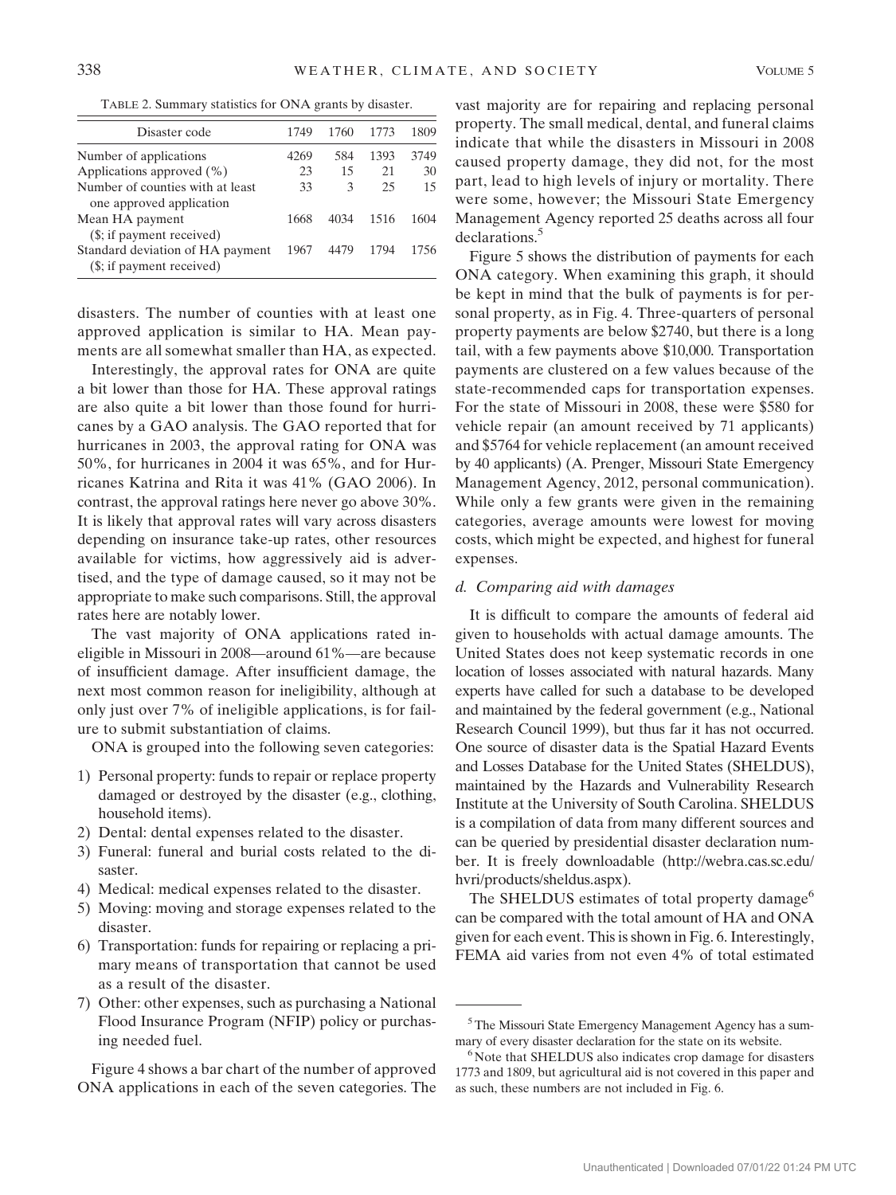TABLE 2. Summary statistics for ONA grants by disaster.

| Disaster code | 1749 | 1760 | 1773 | 1809 |
|---|---|---|---|---|
| Number of applications | 4269 | 584 | 1393 | 3749 |
| Applications approved (%) | 23 | 15 | 21 | 30 |
| Number of counties with at least one approved application | 33 | 3 | 25 | 15 |
| Mean HA payment ($; if payment received) | 1668 | 4034 | 1516 | 1604 |
| Standard deviation of HA payment ($; if payment received) | 1967 | 4479 | 1794 | 1756 |

disasters. The number of counties with at least one approved application is similar to HA. Mean payments are all somewhat smaller than HA, as expected.

Interestingly, the approval rates for ONA are quite a bit lower than those for HA. These approval ratings are also quite a bit lower than those found for hurricanes by a GAO analysis. The GAO reported that for hurricanes in 2003, the approval rating for ONA was 50%, for hurricanes in 2004 it was 65%, and for Hurricanes Katrina and Rita it was 41% (GAO 2006). In contrast, the approval ratings here never go above 30%. It is likely that approval rates will vary across disasters depending on insurance take-up rates, other resources available for victims, how aggressively aid is advertised, and the type of damage caused, so it may not be appropriate to make such comparisons. Still, the approval rates here are notably lower.

The vast majority of ONA applications rated ineligible in Missouri in 2008—around 61%—are because of insufficient damage. After insufficient damage, the next most common reason for ineligibility, although at only just over 7% of ineligible applications, is for failure to submit substantiation of claims.

ONA is grouped into the following seven categories:

1) Personal property: funds to repair or replace property damaged or destroyed by the disaster (e.g., clothing, household items).
2) Dental: dental expenses related to the disaster.
3) Funeral: funeral and burial costs related to the disaster.
4) Medical: medical expenses related to the disaster.
5) Moving: moving and storage expenses related to the disaster.
6) Transportation: funds for repairing or replacing a primary means of transportation that cannot be used as a result of the disaster.
7) Other: other expenses, such as purchasing a National Flood Insurance Program (NFIP) policy or purchasing needed fuel.

Figure 4 shows a bar chart of the number of approved ONA applications in each of the seven categories. The vast majority are for repairing and replacing personal property. The small medical, dental, and funeral claims indicate that while the disasters in Missouri in 2008 caused property damage, they did not, for the most part, lead to high levels of injury or mortality. There were some, however; the Missouri State Emergency Management Agency reported 25 deaths across all four declarations.[5]

Figure 5 shows the distribution of payments for each ONA category. When examining this graph, it should be kept in mind that the bulk of payments is for personal property, as in Fig. 4. Three-quarters of personal property payments are below $2740, but there is a long tail, with a few payments above $10,000. Transportation payments are clustered on a few values because of the state-recommended caps for transportation expenses. For the state of Missouri in 2008, these were $580 for vehicle repair (an amount received by 71 applicants) and $5764 for vehicle replacement (an amount received by 40 applicants) (A. Prenger, Missouri State Emergency Management Agency, 2012, personal communication). While only a few grants were given in the remaining categories, average amounts were lowest for moving costs, which might be expected, and highest for funeral expenses.

### *d. Comparing aid with damages*

It is difficult to compare the amounts of federal aid given to households with actual damage amounts. The United States does not keep systematic records in one location of losses associated with natural hazards. Many experts have called for such a database to be developed and maintained by the federal government (e.g., National Research Council 1999), but thus far it has not occurred. One source of disaster data is the Spatial Hazard Events and Losses Database for the United States (SHELDUS), maintained by the Hazards and Vulnerability Research Institute at the University of South Carolina. SHELDUS is a compilation of data from many different sources and can be queried by presidential disaster declaration number. It is freely downloadable (http://webra.cas.sc.edu/hvri/products/sheldus.aspx).

The SHELDUS estimates of total property damage[6] can be compared with the total amount of HA and ONA given for each event. This is shown in Fig. 6. Interestingly, FEMA aid varies from not even 4% of total estimated

[5] The Missouri State Emergency Management Agency has a summary of every disaster declaration for the state on its website.

[6] Note that SHELDUS also indicates crop damage for disasters 1773 and 1809, but agricultural aid is not covered in this paper and as such, these numbers are not included in Fig. 6.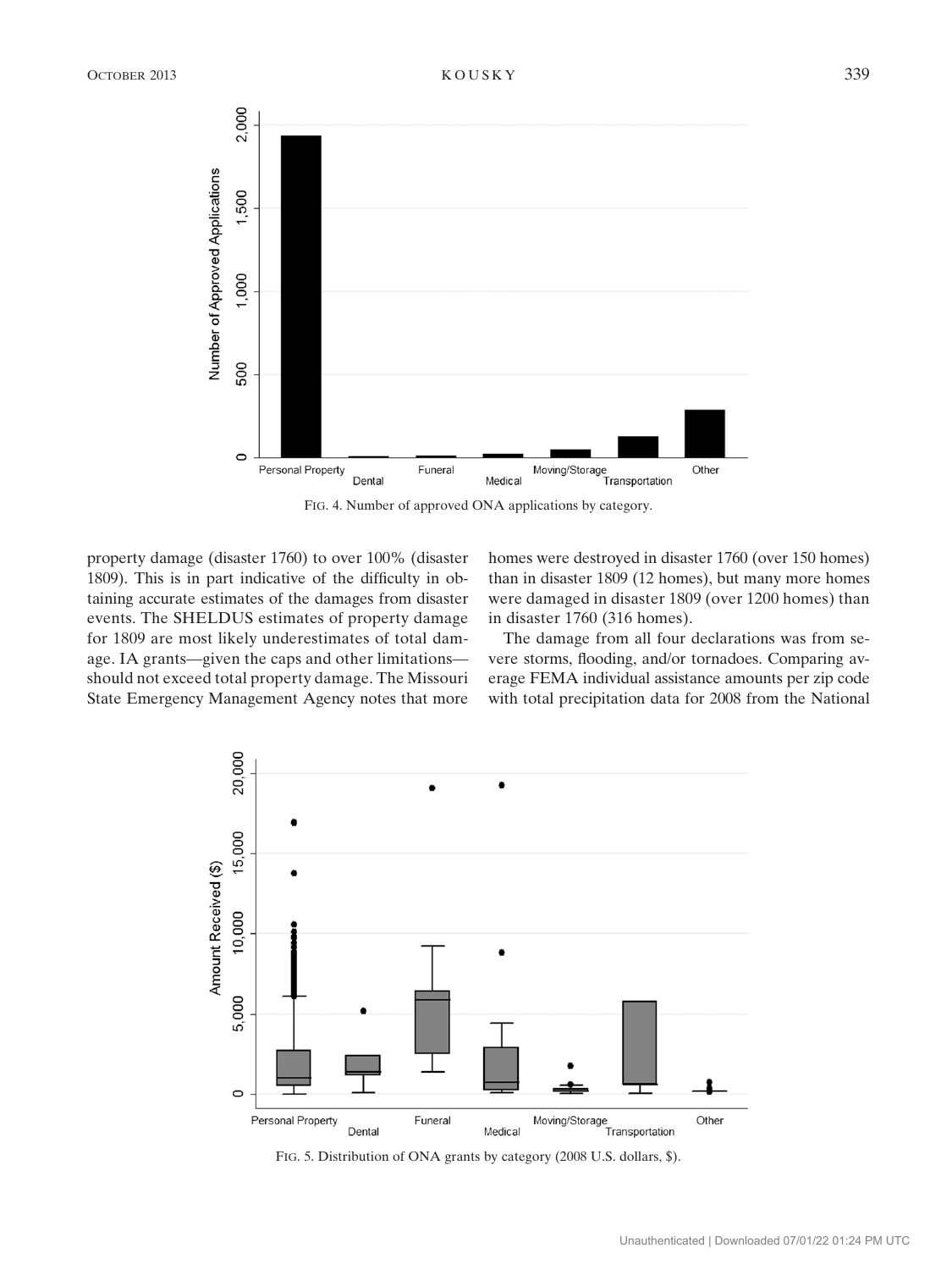FIG. 4. Number of approved ONA applications by category.

property damage (disaster 1760) to over 100% (disaster 1809). This is in part indicative of the difficulty in obtaining accurate estimates of the damages from disaster events. The SHELDUS estimates of property damage for 1809 are most likely underestimates of total damage. IA grants—given the caps and other limitations—should not exceed total property damage. The Missouri State Emergency Management Agency notes that more homes were destroyed in disaster 1760 (over 150 homes) than in disaster 1809 (12 homes), but many more homes were damaged in disaster 1809 (over 1200 homes) than in disaster 1760 (316 homes).

The damage from all four declarations was from severe storms, flooding, and/or tornadoes. Comparing average FEMA individual assistance amounts per zip code with total precipitation data for 2008 from the National

FIG. 5. Distribution of ONA grants by category (2008 U.S. dollars, $).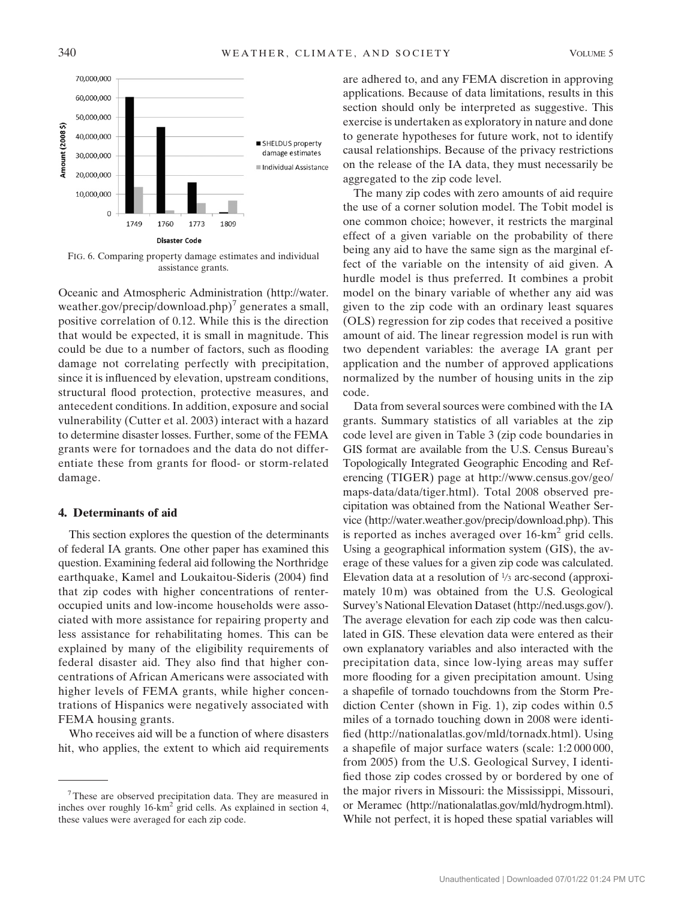FIG. 6. Comparing property damage estimates and individual assistance grants.

Oceanic and Atmospheric Administration (http://water.weather.gov/precip/download.php)[7] generates a small, positive correlation of 0.12. While this is the direction that would be expected, it is small in magnitude. This could be due to a number of factors, such as flooding damage not correlating perfectly with precipitation, since it is influenced by elevation, upstream conditions, structural flood protection, protective measures, and antecedent conditions. In addition, exposure and social vulnerability (Cutter et al. 2003) interact with a hazard to determine disaster losses. Further, some of the FEMA grants were for tornadoes and the data do not differentiate these from grants for flood- or storm-related damage.

## 4. Determinants of aid

This section explores the question of the determinants of federal IA grants. One other paper has examined this question. Examining federal aid following the Northridge earthquake, Kamel and Loukaitou-Sideris (2004) find that zip codes with higher concentrations of renter-occupied units and low-income households were associated with more assistance for repairing property and less assistance for rehabilitating homes. This can be explained by many of the eligibility requirements of federal disaster aid. They also find that higher concentrations of African Americans were associated with higher levels of FEMA grants, while higher concentrations of Hispanics were negatively associated with FEMA housing grants.

Who receives aid will be a function of where disasters hit, who applies, the extent to which aid requirements are adhered to, and any FEMA discretion in approving applications. Because of data limitations, results in this section should only be interpreted as suggestive. This exercise is undertaken as exploratory in nature and done to generate hypotheses for future work, not to identify causal relationships. Because of the privacy restrictions on the release of the IA data, they must necessarily be aggregated to the zip code level.

The many zip codes with zero amounts of aid require the use of a corner solution model. The Tobit model is one common choice; however, it restricts the marginal effect of a given variable on the probability of there being any aid to have the same sign as the marginal effect of the variable on the intensity of aid given. A hurdle model is thus preferred. It combines a probit model on the binary variable of whether any aid was given to the zip code with an ordinary least squares (OLS) regression for zip codes that received a positive amount of aid. The linear regression model is run with two dependent variables: the average IA grant per application and the number of approved applications normalized by the number of housing units in the zip code.

Data from several sources were combined with the IA grants. Summary statistics of all variables at the zip code level are given in Table 3 (zip code boundaries in GIS format are available from the U.S. Census Bureau's Topologically Integrated Geographic Encoding and Referencing (TIGER) page at http://www.census.gov/geo/maps-data/data/tiger.html). Total 2008 observed precipitation was obtained from the National Weather Service (http://water.weather.gov/precip/download.php). This is reported as inches averaged over 16-km$^2$ grid cells. Using a geographical information system (GIS), the average of these values for a given zip code was calculated. Elevation data at a resolution of ⅓ arc-second (approximately 10 m) was obtained from the U.S. Geological Survey's National Elevation Dataset (http://ned.usgs.gov/). The average elevation for each zip code was then calculated in GIS. These elevation data were entered as their own explanatory variables and also interacted with the precipitation data, since low-lying areas may suffer more flooding for a given precipitation amount. Using a shapefile of tornado touchdowns from the Storm Prediction Center (shown in Fig. 1), zip codes within 0.5 miles of a tornado touching down in 2008 were identified (http://nationalatlas.gov/mld/tornadx.html). Using a shapefile of major surface waters (scale: 1:2 000 000, from 2005) from the U.S. Geological Survey, I identified those zip codes crossed by or bordered by one of the major rivers in Missouri: the Mississippi, Missouri, or Meramec (http://nationalatlas.gov/mld/hydrogm.html). While not perfect, it is hoped these spatial variables will

[7] These are observed precipitation data. They are measured in inches over roughly 16-km$^2$ grid cells. As explained in section 4, these values were averaged for each zip code.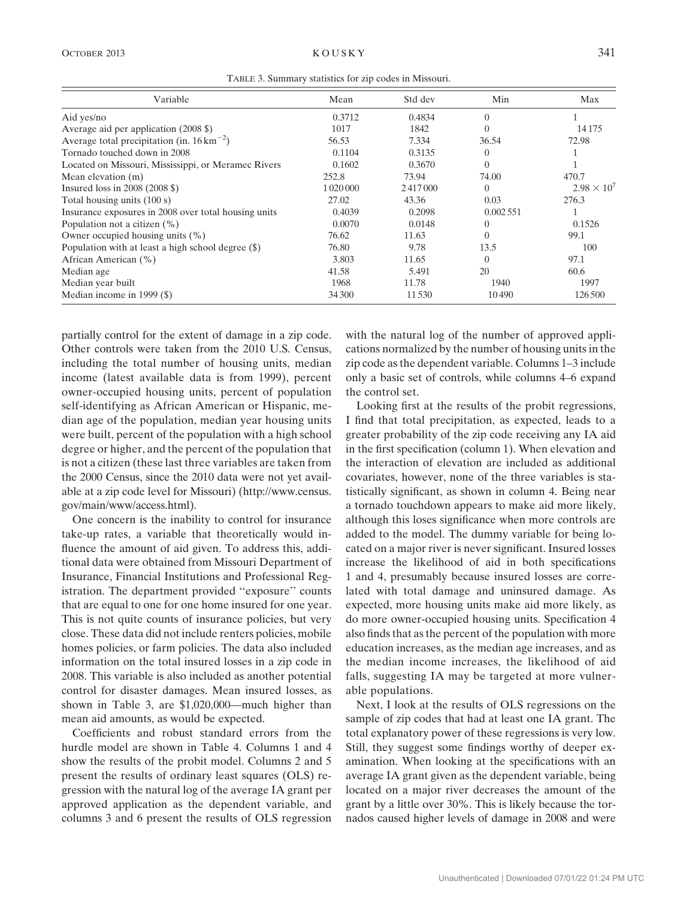TABLE 3. Summary statistics for zip codes in Missouri.

| Variable | Mean | Std dev | Min | Max |
|---|---|---|---|---|
| Aid yes/no | 0.3712 | 0.4834 | 0 | 1 |
| Average aid per application (2008 \$) | 1017 | 1842 | 0 | 14 175 |
| Average total precipitation (in. $16\,\mathrm{km}^{-2}$) | 56.53 | 7.334 | 36.54 | 72.98 |
| Tornado touched down in 2008 | 0.1104 | 0.3135 | 0 | 1 |
| Located on Missouri, Mississippi, or Meramec Rivers | 0.1602 | 0.3670 | 0 | 1 |
| Mean elevation (m) | 252.8 | 73.94 | 74.00 | 470.7 |
| Insured loss in 2008 (2008 \$) | 1 020 000 | 2 417 000 | 0 | $2.98 \times 10^7$ |
| Total housing units (100 s) | 27.02 | 43.36 | 0.03 | 276.3 |
| Insurance exposures in 2008 over total housing units | 0.4039 | 0.2098 | 0.002 551 | 1 |
| Population not a citizen (%) | 0.0070 | 0.0148 | 0 | 0.1526 |
| Owner occupied housing units (%) | 76.62 | 11.63 | 0 | 99.1 |
| Population with at least a high school degree (\$) | 76.80 | 9.78 | 13.5 | 100 |
| African American (%) | 3.803 | 11.65 | 0 | 97.1 |
| Median age | 41.58 | 5.491 | 20 | 60.6 |
| Median year built | 1968 | 11.78 | 1940 | 1997 |
| Median income in 1999 (\$) | 34 300 | 11 530 | 10 490 | 126 500 |

partially control for the extent of damage in a zip code. Other controls were taken from the 2010 U.S. Census, including the total number of housing units, median income (latest available data is from 1999), percent owner-occupied housing units, percent of population self-identifying as African American or Hispanic, median age of the population, median year housing units were built, percent of the population with a high school degree or higher, and the percent of the population that is not a citizen (these last three variables are taken from the 2000 Census, since the 2010 data were not yet available at a zip code level for Missouri) (http://www.census.gov/main/www/access.html).

One concern is the inability to control for insurance take-up rates, a variable that theoretically would influence the amount of aid given. To address this, additional data were obtained from Missouri Department of Insurance, Financial Institutions and Professional Registration. The department provided ''exposure'' counts that are equal to one for one home insured for one year. This is not quite counts of insurance policies, but very close. These data did not include renters policies, mobile homes policies, or farm policies. The data also included information on the total insured losses in a zip code in 2008. This variable is also included as another potential control for disaster damages. Mean insured losses, as shown in Table 3, are \$1,020,000—much higher than mean aid amounts, as would be expected.

Coefficients and robust standard errors from the hurdle model are shown in Table 4. Columns 1 and 4 show the results of the probit model. Columns 2 and 5 present the results of ordinary least squares (OLS) regression with the natural log of the average IA grant per approved application as the dependent variable, and columns 3 and 6 present the results of OLS regression with the natural log of the number of approved applications normalized by the number of housing units in the zip code as the dependent variable. Columns 1–3 include only a basic set of controls, while columns 4–6 expand the control set.

Looking first at the results of the probit regressions, I find that total precipitation, as expected, leads to a greater probability of the zip code receiving any IA aid in the first specification (column 1). When elevation and the interaction of elevation are included as additional covariates, however, none of the three variables is statistically significant, as shown in column 4. Being near a tornado touchdown appears to make aid more likely, although this loses significance when more controls are added to the model. The dummy variable for being located on a major river is never significant. Insured losses increase the likelihood of aid in both specifications 1 and 4, presumably because insured losses are correlated with total damage and uninsured damage. As expected, more housing units make aid more likely, as do more owner-occupied housing units. Specification 4 also finds that as the percent of the population with more education increases, as the median age increases, and as the median income increases, the likelihood of aid falls, suggesting IA may be targeted at more vulnerable populations.

Next, I look at the results of OLS regressions on the sample of zip codes that had at least one IA grant. The total explanatory power of these regressions is very low. Still, they suggest some findings worthy of deeper examination. When looking at the specifications with an average IA grant given as the dependent variable, being located on a major river decreases the amount of the grant by a little over 30%. This is likely because the tornados caused higher levels of damage in 2008 and were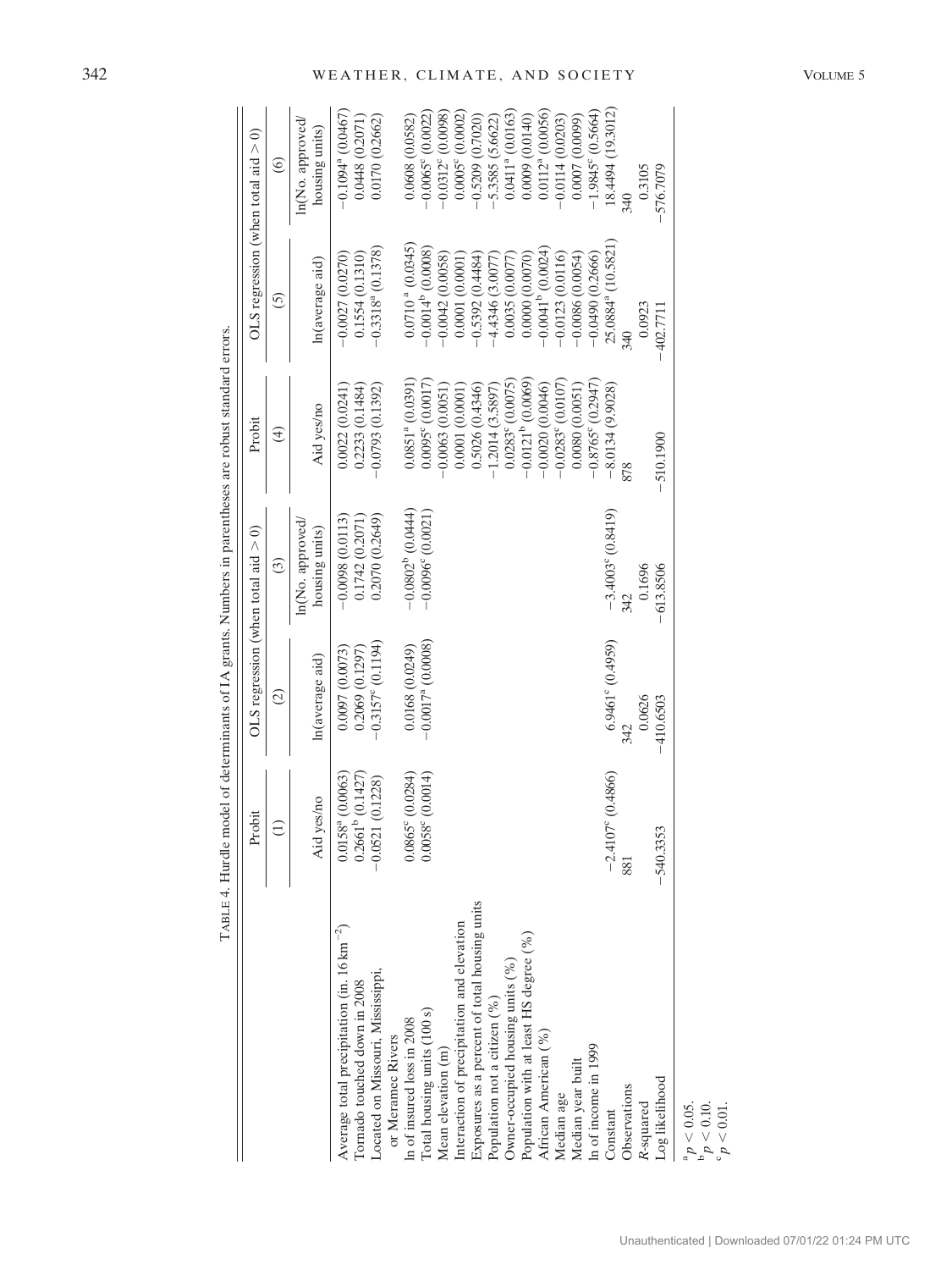TABLE 4. Hurdle model of determinants of IA grants. Numbers in parentheses are robust standard errors.

| | Probit | OLS regression (when total aid > 0) | | Probit | OLS regression (when total aid > 0) | |
|---|---|---|---|---|---|---|
| | (1) | (2) | (3) | (4) | (5) | (6) |
| | Aid yes/no | ln(average aid) | ln(No. approved/ housing units) | Aid yes/no | ln(average aid) | ln(No. approved/ housing units) |
| Average total precipitation (in. 16 km$^{-2}$) | 0.0158[a] (0.0063) | 0.0097 (0.0073) | −0.0098 (0.0113) | 0.0022 (0.0241) | −0.0027 (0.0270) | −0.1094[a] (0.0467) |
| Tornado touched down in 2008 | 0.2661[b] (0.1427) | 0.2069 (0.1297) | 0.1742 (0.2071) | 0.2233 (0.1484) | 0.1554 (0.1310) | 0.0448 (0.2071) |
| Located on Missouri, Mississippi, or Meramec Rivers | −0.0521 (0.1228) | −0.3157[c] (0.1194) | 0.2070 (0.2649) | −0.0793 (0.1392) | −0.3318[a] (0.1378) | 0.0170 (0.2662) |
| ln of insured loss in 2008 | 0.0865[c] (0.0284) | 0.0168 (0.0249) | −0.0802[b] (0.0444) | 0.0851[a] (0.0391) | 0.0710[a] (0.0345) | 0.0608 (0.0582) |
| Total housing units (100 s) | 0.0058[c] (0.0014) | −0.0017[a] (0.0008) | −0.0096[c] (0.0021) | 0.0095[c] (0.0017) | −0.0014[b] (0.0008) | −0.0065[c] (0.0022) |
| Mean elevation (m) | | | | −0.0063 (0.0051) | −0.0042 (0.0058) | −0.0312[c] (0.0098) |
| Interaction of precipitation and elevation | | | | 0.0001 (0.0001) | 0.0001 (0.0001) | 0.0005[c] (0.0002) |
| Exposures as a percent of total housing units | | | | 0.5026 (0.4346) | −0.5392 (0.4484) | −0.5209 (0.7020) |
| Population not a citizen (%) | | | | −1.2014 (3.5897) | −4.4346 (3.0077) | −5.3585 (5.6622) |
| Owner-occupied housing units (%) | | | | 0.0283[c] (0.0075) | 0.0035 (0.0077) | 0.0411[a] (0.0163) |
| Population with at least HS degree (%) | | | | −0.0121[b] (0.0069) | 0.0000 (0.0070) | 0.0009 (0.0140) |
| African American (%) | | | | −0.0020 (0.0046) | −0.0041[b] (0.0024) | 0.0112[a] (0.0056) |
| Median age | | | | −0.0283[c] (0.0107) | −0.0123 (0.0116) | −0.0114 (0.0203) |
| Median year built | | | | 0.0080 (0.0051) | −0.0086 (0.0054) | 0.0007 (0.0099) |
| ln of income in 1999 | | | | −0.8765[c] (0.2947) | −0.0490 (0.2666) | −1.9845[c] (0.5664) |
| Constant | −2.4107[c] (0.4866) | 6.9461[c] (0.4959) | −3.4003[c] (0.8419) | −8.0134 (9.9028) | 25.0884[a] (10.5821) | 18.4494 (19.3012) |
| Observations | 881 | 342 | 342 | 878 | 340 | 340 |
| $R$-squared | | 0.0626 | 0.1696 | | 0.0923 | 0.3105 |
| Log likelihood | −540.3353 | −410.6503 | −613.8506 | −510.1900 | −402.7711 | −576.7079 |

[a] $p < 0.05$.
[b] $p < 0.10$.
[c] $p < 0.01$.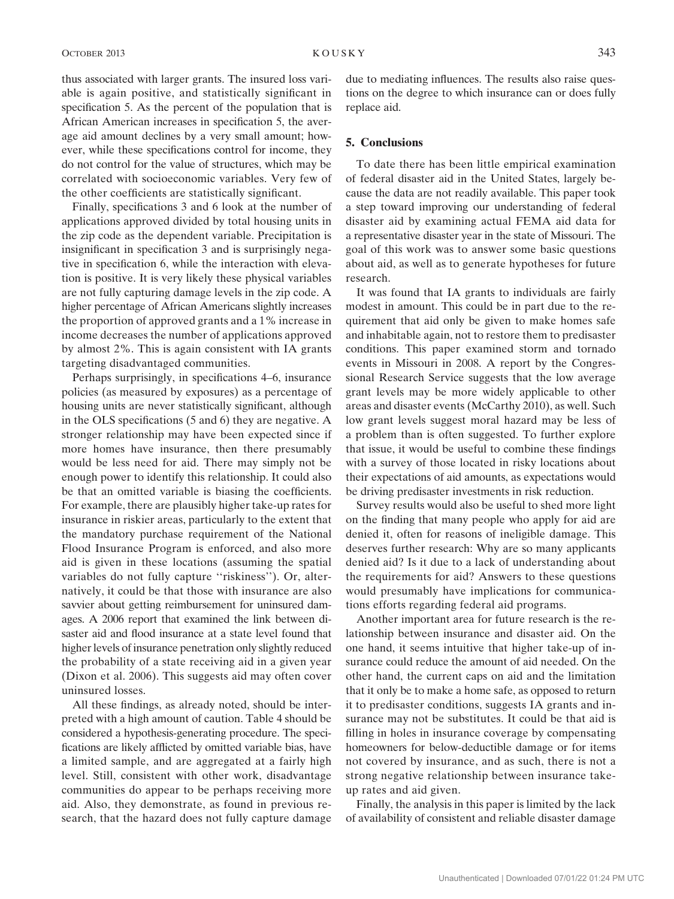thus associated with larger grants. The insured loss variable is again positive, and statistically significant in specification 5. As the percent of the population that is African American increases in specification 5, the average aid amount declines by a very small amount; however, while these specifications control for income, they do not control for the value of structures, which may be correlated with socioeconomic variables. Very few of the other coefficients are statistically significant.

Finally, specifications 3 and 6 look at the number of applications approved divided by total housing units in the zip code as the dependent variable. Precipitation is insignificant in specification 3 and is surprisingly negative in specification 6, while the interaction with elevation is positive. It is very likely these physical variables are not fully capturing damage levels in the zip code. A higher percentage of African Americans slightly increases the proportion of approved grants and a 1% increase in income decreases the number of applications approved by almost 2%. This is again consistent with IA grants targeting disadvantaged communities.

Perhaps surprisingly, in specifications 4–6, insurance policies (as measured by exposures) as a percentage of housing units are never statistically significant, although in the OLS specifications (5 and 6) they are negative. A stronger relationship may have been expected since if more homes have insurance, then there presumably would be less need for aid. There may simply not be enough power to identify this relationship. It could also be that an omitted variable is biasing the coefficients. For example, there are plausibly higher take-up rates for insurance in riskier areas, particularly to the extent that the mandatory purchase requirement of the National Flood Insurance Program is enforced, and also more aid is given in these locations (assuming the spatial variables do not fully capture ''riskiness''). Or, alternatively, it could be that those with insurance are also savvier about getting reimbursement for uninsured damages. A 2006 report that examined the link between disaster aid and flood insurance at a state level found that higher levels of insurance penetration only slightly reduced the probability of a state receiving aid in a given year (Dixon et al. 2006). This suggests aid may often cover uninsured losses.

All these findings, as already noted, should be interpreted with a high amount of caution. Table 4 should be considered a hypothesis-generating procedure. The specifications are likely afflicted by omitted variable bias, have a limited sample, and are aggregated at a fairly high level. Still, consistent with other work, disadvantage communities do appear to be perhaps receiving more aid. Also, they demonstrate, as found in previous research, that the hazard does not fully capture damage due to mediating influences. The results also raise questions on the degree to which insurance can or does fully replace aid.

## 5. Conclusions

To date there has been little empirical examination of federal disaster aid in the United States, largely because the data are not readily available. This paper took a step toward improving our understanding of federal disaster aid by examining actual FEMA aid data for a representative disaster year in the state of Missouri. The goal of this work was to answer some basic questions about aid, as well as to generate hypotheses for future research.

It was found that IA grants to individuals are fairly modest in amount. This could be in part due to the requirement that aid only be given to make homes safe and inhabitable again, not to restore them to predisaster conditions. This paper examined storm and tornado events in Missouri in 2008. A report by the Congressional Research Service suggests that the low average grant levels may be more widely applicable to other areas and disaster events (McCarthy 2010), as well. Such low grant levels suggest moral hazard may be less of a problem than is often suggested. To further explore that issue, it would be useful to combine these findings with a survey of those located in risky locations about their expectations of aid amounts, as expectations would be driving predisaster investments in risk reduction.

Survey results would also be useful to shed more light on the finding that many people who apply for aid are denied it, often for reasons of ineligible damage. This deserves further research: Why are so many applicants denied aid? Is it due to a lack of understanding about the requirements for aid? Answers to these questions would presumably have implications for communications efforts regarding federal aid programs.

Another important area for future research is the relationship between insurance and disaster aid. On the one hand, it seems intuitive that higher take-up of insurance could reduce the amount of aid needed. On the other hand, the current caps on aid and the limitation that it only be to make a home safe, as opposed to return it to predisaster conditions, suggests IA grants and insurance may not be substitutes. It could be that aid is filling in holes in insurance coverage by compensating homeowners for below-deductible damage or for items not covered by insurance, and as such, there is not a strong negative relationship between insurance take-up rates and aid given.

Finally, the analysis in this paper is limited by the lack of availability of consistent and reliable disaster damage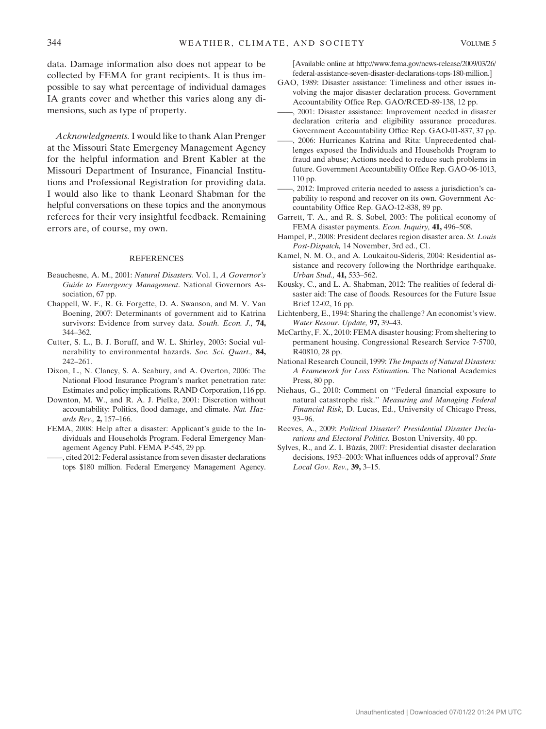data. Damage information also does not appear to be collected by FEMA for grant recipients. It is thus impossible to say what percentage of individual damages IA grants cover and whether this varies along any dimensions, such as type of property.

*Acknowledgments.* I would like to thank Alan Prenger at the Missouri State Emergency Management Agency for the helpful information and Brent Kabler at the Missouri Department of Insurance, Financial Institutions and Professional Registration for providing data. I would also like to thank Leonard Shabman for the helpful conversations on these topics and the anonymous referees for their very insightful feedback. Remaining errors are, of course, my own.

## REFERENCES

Beauchesne, A. M., 2001: *Natural Disasters.* Vol. 1, *A Governor's Guide to Emergency Management*. National Governors Association, 67 pp.

Chappell, W. F., R. G. Forgette, D. A. Swanson, and M. V. Van Boening, 2007: Determinants of government aid to Katrina survivors: Evidence from survey data. *South. Econ. J.,* **74,** 344–362.

Cutter, S. L., B. J. Boruff, and W. L. Shirley, 2003: Social vulnerability to environmental hazards. *Soc. Sci. Quart.,* **84,** 242–261.

Dixon, L., N. Clancy, S. A. Seabury, and A. Overton, 2006: The National Flood Insurance Program's market penetration rate: Estimates and policy implications. RAND Corporation, 116 pp.

Downton, M. W., and R. A. J. Pielke, 2001: Discretion without accountability: Politics, flood damage, and climate. *Nat. Hazards Rev.,* **2,** 157–166.

FEMA, 2008: Help after a disaster: Applicant's guide to the Individuals and Households Program. Federal Emergency Management Agency Publ. FEMA P-545, 29 pp.

——, cited 2012: Federal assistance from seven disaster declarations tops $180 million. Federal Emergency Management Agency. [Available online at http://www.fema.gov/news-release/2009/03/26/federal-assistance-seven-disaster-declarations-tops-180-million.]

GAO, 1989: Disaster assistance: Timeliness and other issues involving the major disaster declaration process. Government Accountability Office Rep. GAO/RCED-89-138, 12 pp.

——, 2001: Disaster assistance: Improvement needed in disaster declaration criteria and eligibility assurance procedures. Government Accountability Office Rep. GAO-01-837, 37 pp.

——, 2006: Hurricanes Katrina and Rita: Unprecedented challenges exposed the Individuals and Households Program to fraud and abuse; Actions needed to reduce such problems in future. Government Accountability Office Rep. GAO-06-1013, 110 pp.

——, 2012: Improved criteria needed to assess a jurisdiction's capability to respond and recover on its own. Government Accountability Office Rep. GAO-12-838, 89 pp.

Garrett, T. A., and R. S. Sobel, 2003: The political economy of FEMA disaster payments. *Econ. Inquiry,* **41,** 496–508.

Hampel, P., 2008: President declares region disaster area. *St. Louis Post-Dispatch,* 14 November, 3rd ed., C1.

Kamel, N. M. O., and A. Loukaitou-Sideris, 2004: Residential assistance and recovery following the Northridge earthquake. *Urban Stud.,* **41,** 533–562.

Kousky, C., and L. A. Shabman, 2012: The realities of federal disaster aid: The case of floods. Resources for the Future Issue Brief 12-02, 16 pp.

Lichtenberg, E., 1994: Sharing the challenge? An economist's view. *Water Resour. Update,* **97,** 39–43.

McCarthy, F. X., 2010: FEMA disaster housing: From sheltering to permanent housing. Congressional Research Service 7-5700, R40810, 28 pp.

National Research Council, 1999: *The Impacts of Natural Disasters: A Framework for Loss Estimation.* The National Academies Press, 80 pp.

Niehaus, G., 2010: Comment on "Federal financial exposure to natural catastrophe risk." *Measuring and Managing Federal Financial Risk,* D. Lucas, Ed., University of Chicago Press, 93–96.

Reeves, A., 2009: *Political Disaster? Presidential Disaster Declarations and Electoral Politics.* Boston University, 40 pp.

Sylves, R., and Z. I. Búzás, 2007: Presidential disaster declaration decisions, 1953–2003: What influences odds of approval? *State Local Gov. Rev.,* **39,** 3–15.